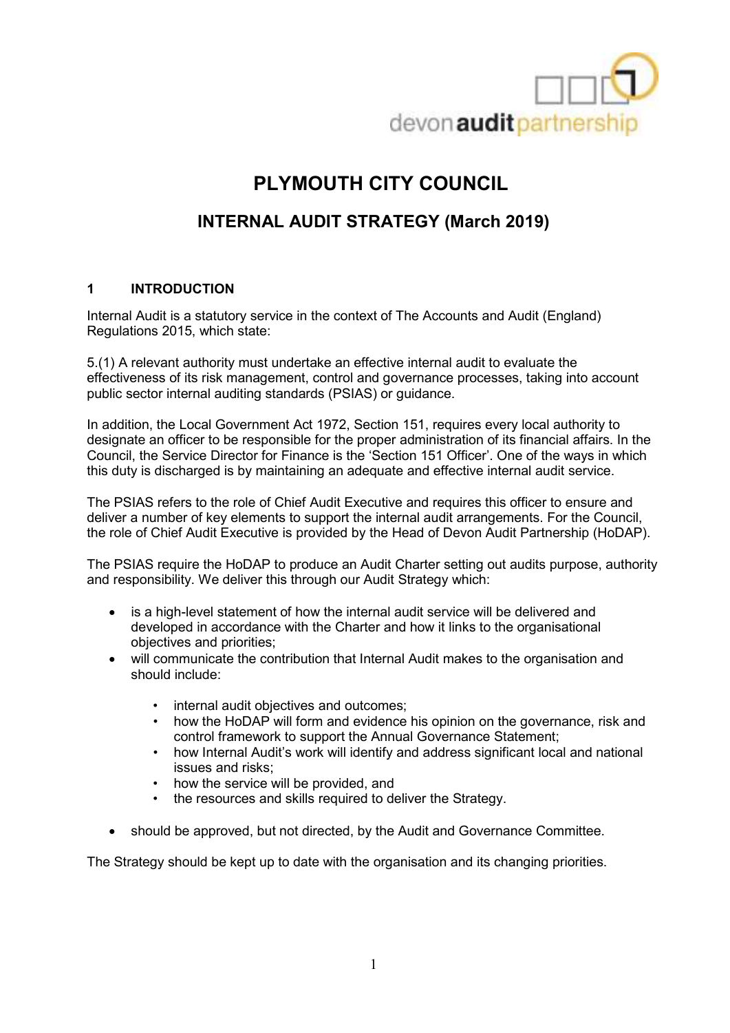devon**audit**partnership

# PLYMOUTH CITY COUNCIL

## INTERNAL AUDIT STRATEGY (March 2019)

### 1 INTRODUCTION

Internal Audit is a statutory service in the context of The Accounts and Audit (England) Regulations 2015, which state:

5.(1) A relevant authority must undertake an effective internal audit to evaluate the effectiveness of its risk management, control and governance processes, taking into account public sector internal auditing standards (PSIAS) or guidance.

In addition, the Local Government Act 1972, Section 151, requires every local authority to designate an officer to be responsible for the proper administration of its financial affairs. In the Council, the Service Director for Finance is the 'Section 151 Officer'. One of the ways in which this duty is discharged is by maintaining an adequate and effective internal audit service.

The PSIAS refers to the role of Chief Audit Executive and requires this officer to ensure and deliver a number of key elements to support the internal audit arrangements. For the Council, the role of Chief Audit Executive is provided by the Head of Devon Audit Partnership (HoDAP).

The PSIAS require the HoDAP to produce an Audit Charter setting out audits purpose, authority and responsibility. We deliver this through our Audit Strategy which:

- is a high-level statement of how the internal audit service will be delivered and developed in accordance with the Charter and how it links to the organisational objectives and priorities;
- will communicate the contribution that Internal Audit makes to the organisation and should include:
  - internal audit objectives and outcomes;
  - how the HoDAP will form and evidence his opinion on the governance, risk and control framework to support the Annual Governance Statement;
  - how Internal Audit's work will identify and address significant local and national issues and risks;
  - how the service will be provided, and
  - the resources and skills required to deliver the Strategy.
- should be approved, but not directed, by the Audit and Governance Committee.

The Strategy should be kept up to date with the organisation and its changing priorities.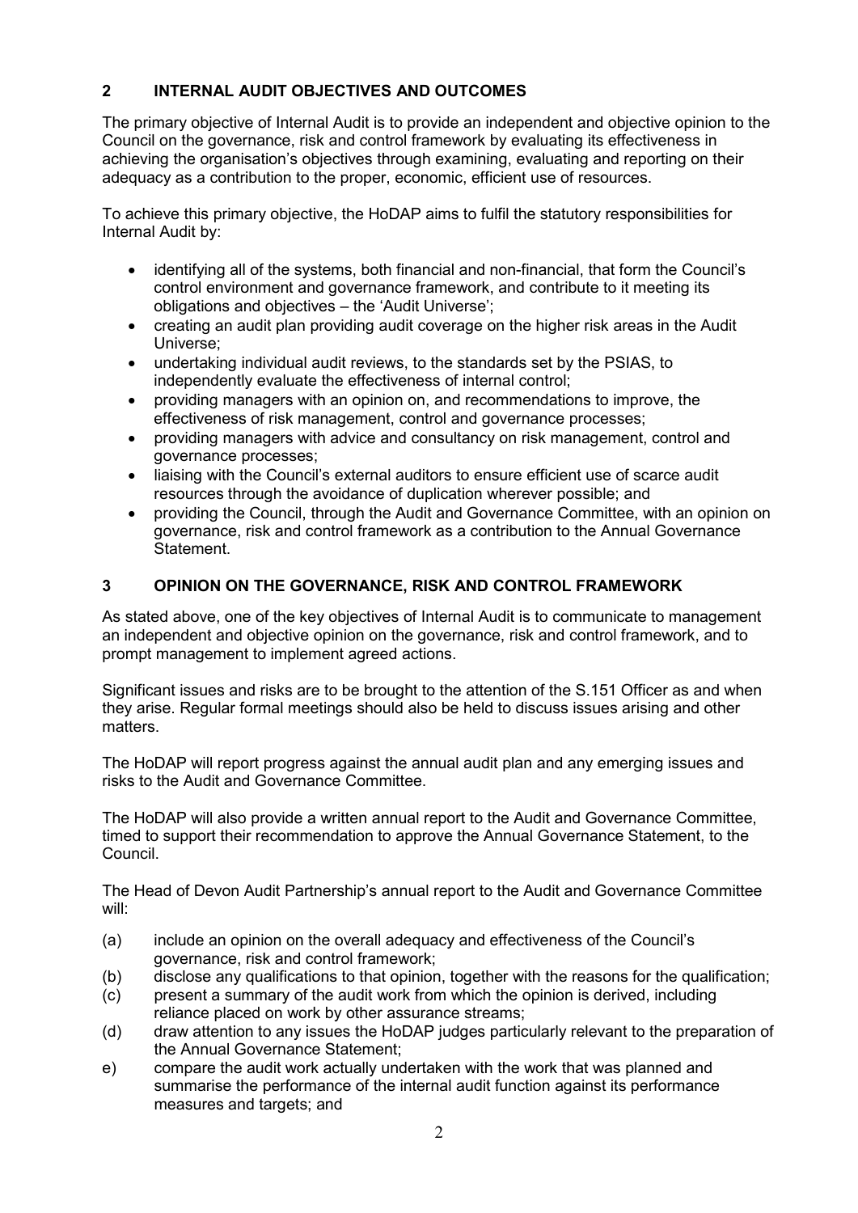## 2 INTERNAL AUDIT OBJECTIVES AND OUTCOMES

The primary objective of Internal Audit is to provide an independent and objective opinion to the Council on the governance, risk and control framework by evaluating its effectiveness in achieving the organisation's objectives through examining, evaluating and reporting on their adequacy as a contribution to the proper, economic, efficient use of resources.

To achieve this primary objective, the HoDAP aims to fulfil the statutory responsibilities for Internal Audit by:

- identifying all of the systems, both financial and non-financial, that form the Council's control environment and governance framework, and contribute to it meeting its obligations and objectives – the 'Audit Universe';
- creating an audit plan providing audit coverage on the higher risk areas in the Audit Universe;
- undertaking individual audit reviews, to the standards set by the PSIAS, to independently evaluate the effectiveness of internal control;
- providing managers with an opinion on, and recommendations to improve, the effectiveness of risk management, control and governance processes;
- providing managers with advice and consultancy on risk management, control and governance processes;
- liaising with the Council's external auditors to ensure efficient use of scarce audit resources through the avoidance of duplication wherever possible; and
- providing the Council, through the Audit and Governance Committee, with an opinion on governance, risk and control framework as a contribution to the Annual Governance Statement.

## 3 OPINION ON THE GOVERNANCE, RISK AND CONTROL FRAMEWORK

As stated above, one of the key objectives of Internal Audit is to communicate to management an independent and objective opinion on the governance, risk and control framework, and to prompt management to implement agreed actions.

Significant issues and risks are to be brought to the attention of the S.151 Officer as and when they arise. Regular formal meetings should also be held to discuss issues arising and other matters.

The HoDAP will report progress against the annual audit plan and any emerging issues and risks to the Audit and Governance Committee.

The HoDAP will also provide a written annual report to the Audit and Governance Committee, timed to support their recommendation to approve the Annual Governance Statement, to the Council.

The Head of Devon Audit Partnership's annual report to the Audit and Governance Committee will:

(a) include an opinion on the overall adequacy and effectiveness of the Council's governance, risk and control framework;

(b) disclose any qualifications to that opinion, together with the reasons for the qualification;

(c) present a summary of the audit work from which the opinion is derived, including reliance placed on work by other assurance streams;

(d) draw attention to any issues the HoDAP judges particularly relevant to the preparation of the Annual Governance Statement;

e) compare the audit work actually undertaken with the work that was planned and summarise the performance of the internal audit function against its performance measures and targets; and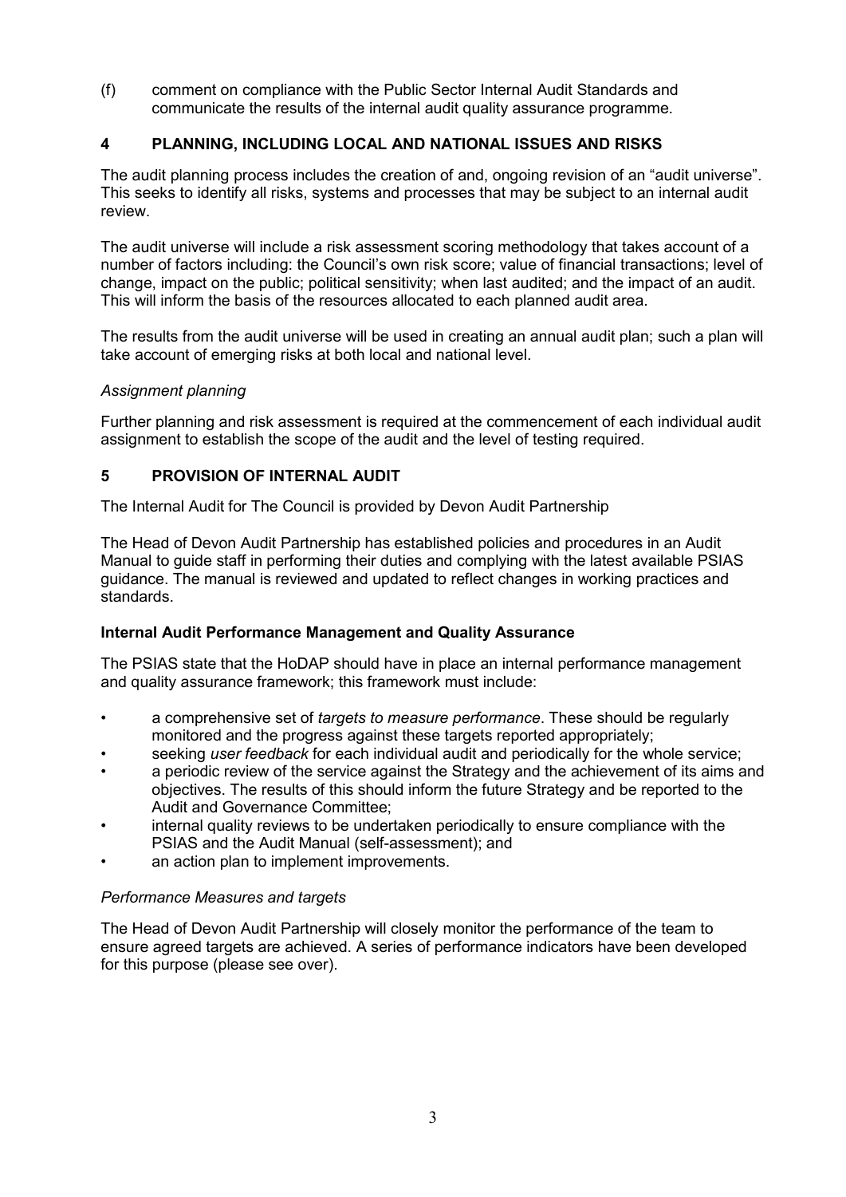(f) comment on compliance with the Public Sector Internal Audit Standards and communicate the results of the internal audit quality assurance programme.

## 4 PLANNING, INCLUDING LOCAL AND NATIONAL ISSUES AND RISKS

The audit planning process includes the creation of and, ongoing revision of an "audit universe". This seeks to identify all risks, systems and processes that may be subject to an internal audit review.

The audit universe will include a risk assessment scoring methodology that takes account of a number of factors including: the Council's own risk score; value of financial transactions; level of change, impact on the public; political sensitivity; when last audited; and the impact of an audit. This will inform the basis of the resources allocated to each planned audit area.

The results from the audit universe will be used in creating an annual audit plan; such a plan will take account of emerging risks at both local and national level.

*Assignment planning*

Further planning and risk assessment is required at the commencement of each individual audit assignment to establish the scope of the audit and the level of testing required.

## 5 PROVISION OF INTERNAL AUDIT

The Internal Audit for The Council is provided by Devon Audit Partnership

The Head of Devon Audit Partnership has established policies and procedures in an Audit Manual to guide staff in performing their duties and complying with the latest available PSIAS guidance. The manual is reviewed and updated to reflect changes in working practices and standards.

### Internal Audit Performance Management and Quality Assurance

The PSIAS state that the HoDAP should have in place an internal performance management and quality assurance framework; this framework must include:

- a comprehensive set of *targets to measure performance*. These should be regularly monitored and the progress against these targets reported appropriately;
- seeking *user feedback* for each individual audit and periodically for the whole service;
- a periodic review of the service against the Strategy and the achievement of its aims and objectives. The results of this should inform the future Strategy and be reported to the Audit and Governance Committee;
- internal quality reviews to be undertaken periodically to ensure compliance with the PSIAS and the Audit Manual (self-assessment); and
- an action plan to implement improvements.

*Performance Measures and targets*

The Head of Devon Audit Partnership will closely monitor the performance of the team to ensure agreed targets are achieved. A series of performance indicators have been developed for this purpose (please see over).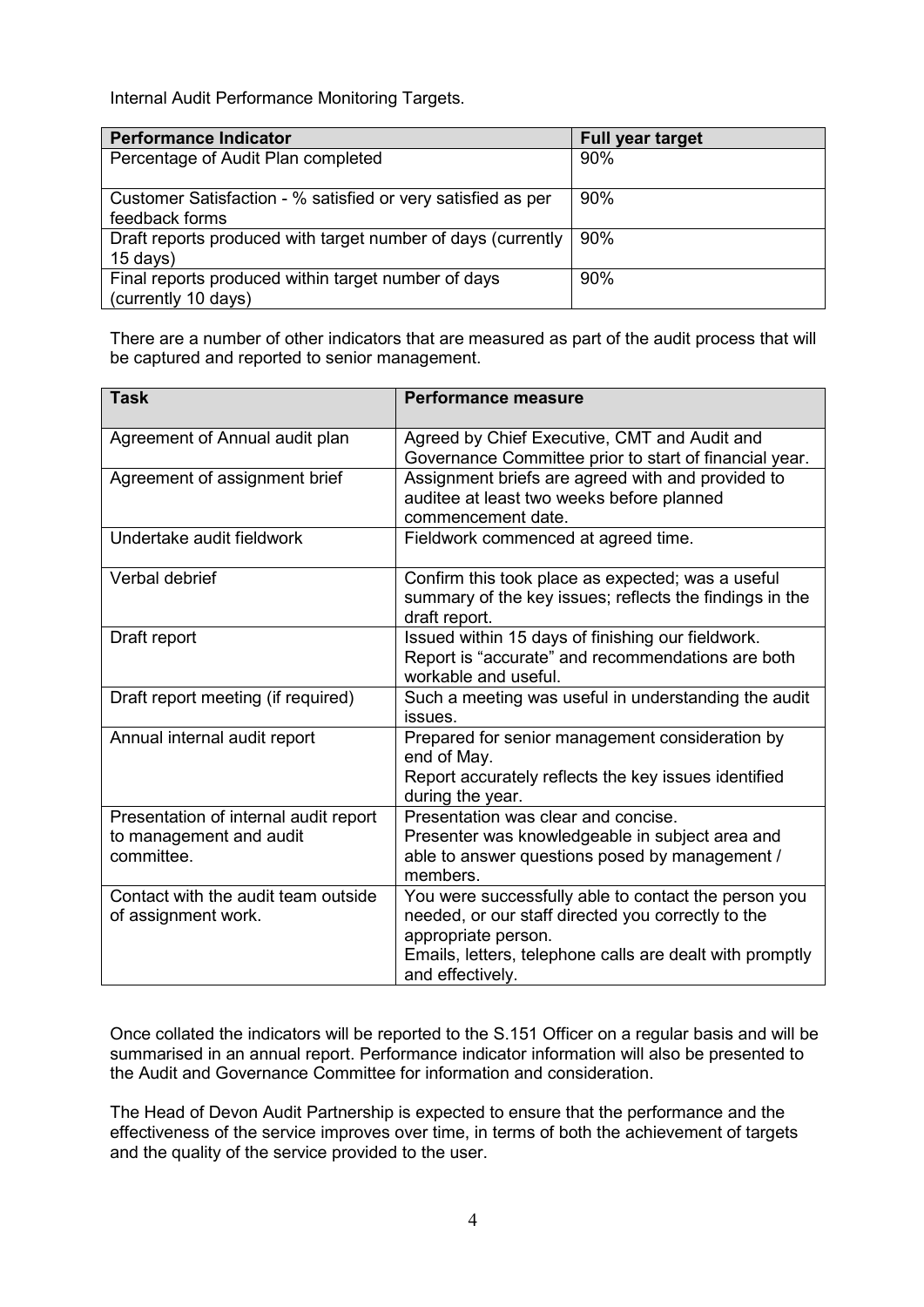Internal Audit Performance Monitoring Targets.

| Performance Indicator | Full year target |
|---|---|
| Percentage of Audit Plan completed | 90% |
| Customer Satisfaction - % satisfied or very satisfied as per feedback forms | 90% |
| Draft reports produced with target number of days (currently 15 days) | 90% |
| Final reports produced within target number of days (currently 10 days) | 90% |

There are a number of other indicators that are measured as part of the audit process that will be captured and reported to senior management.

| Task | Performance measure |
|---|---|
| Agreement of Annual audit plan | Agreed by Chief Executive, CMT and Audit and Governance Committee prior to start of financial year. |
| Agreement of assignment brief | Assignment briefs are agreed with and provided to auditee at least two weeks before planned commencement date. |
| Undertake audit fieldwork | Fieldwork commenced at agreed time. |
| Verbal debrief | Confirm this took place as expected; was a useful summary of the key issues; reflects the findings in the draft report. |
| Draft report | Issued within 15 days of finishing our fieldwork. Report is "accurate" and recommendations are both workable and useful. |
| Draft report meeting (if required) | Such a meeting was useful in understanding the audit issues. |
| Annual internal audit report | Prepared for senior management consideration by end of May. Report accurately reflects the key issues identified during the year. |
| Presentation of internal audit report to management and audit committee. | Presentation was clear and concise. Presenter was knowledgeable in subject area and able to answer questions posed by management / members. |
| Contact with the audit team outside of assignment work. | You were successfully able to contact the person you needed, or our staff directed you correctly to the appropriate person. Emails, letters, telephone calls are dealt with promptly and effectively. |

Once collated the indicators will be reported to the S.151 Officer on a regular basis and will be summarised in an annual report. Performance indicator information will also be presented to the Audit and Governance Committee for information and consideration.

The Head of Devon Audit Partnership is expected to ensure that the performance and the effectiveness of the service improves over time, in terms of both the achievement of targets and the quality of the service provided to the user.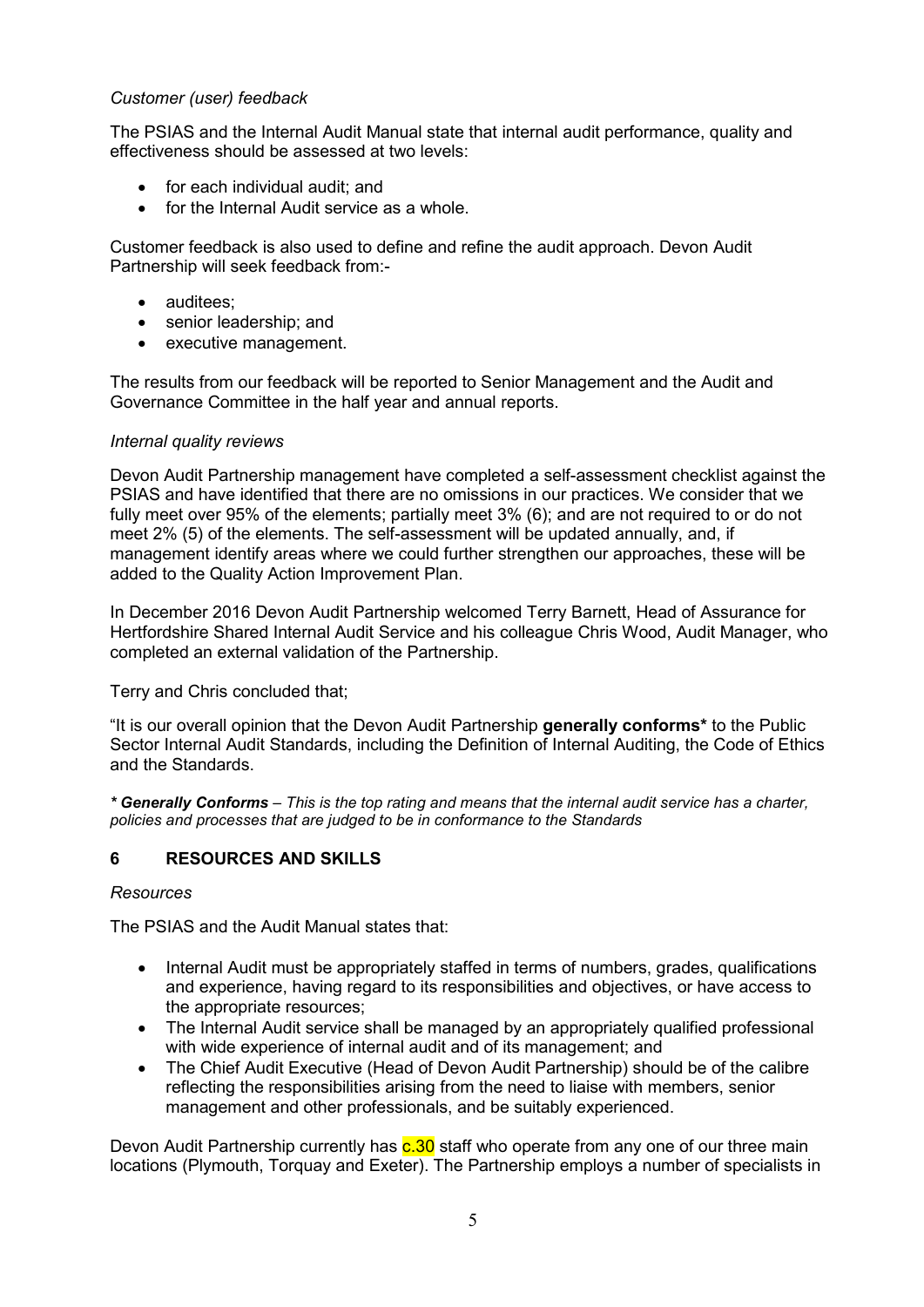*Customer (user) feedback*

The PSIAS and the Internal Audit Manual state that internal audit performance, quality and effectiveness should be assessed at two levels:

- for each individual audit; and
- for the Internal Audit service as a whole.

Customer feedback is also used to define and refine the audit approach. Devon Audit Partnership will seek feedback from:-

- auditees;
- senior leadership; and
- executive management.

The results from our feedback will be reported to Senior Management and the Audit and Governance Committee in the half year and annual reports.

*Internal quality reviews*

Devon Audit Partnership management have completed a self-assessment checklist against the PSIAS and have identified that there are no omissions in our practices. We consider that we fully meet over 95% of the elements; partially meet 3% (6); and are not required to or do not meet 2% (5) of the elements. The self-assessment will be updated annually, and, if management identify areas where we could further strengthen our approaches, these will be added to the Quality Action Improvement Plan.

In December 2016 Devon Audit Partnership welcomed Terry Barnett, Head of Assurance for Hertfordshire Shared Internal Audit Service and his colleague Chris Wood, Audit Manager, who completed an external validation of the Partnership.

Terry and Chris concluded that;

"It is our overall opinion that the Devon Audit Partnership **generally conforms*** to the Public Sector Internal Audit Standards, including the Definition of Internal Auditing, the Code of Ethics and the Standards.

***\* Generally Conforms** – This is the top rating and means that the internal audit service has a charter, policies and processes that are judged to be in conformance to the Standards*

## 6 RESOURCES AND SKILLS

*Resources*

The PSIAS and the Audit Manual states that:

- Internal Audit must be appropriately staffed in terms of numbers, grades, qualifications and experience, having regard to its responsibilities and objectives, or have access to the appropriate resources;
- The Internal Audit service shall be managed by an appropriately qualified professional with wide experience of internal audit and of its management; and
- The Chief Audit Executive (Head of Devon Audit Partnership) should be of the calibre reflecting the responsibilities arising from the need to liaise with members, senior management and other professionals, and be suitably experienced.

Devon Audit Partnership currently has c.30 staff who operate from any one of our three main locations (Plymouth, Torquay and Exeter). The Partnership employs a number of specialists in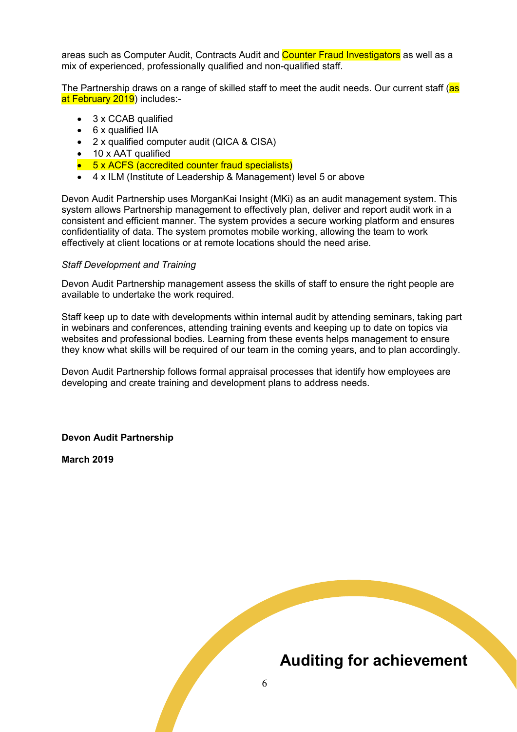areas such as Computer Audit, Contracts Audit and Counter Fraud Investigators as well as a mix of experienced, professionally qualified and non-qualified staff.

The Partnership draws on a range of skilled staff to meet the audit needs. Our current staff (as at February 2019) includes:-

- 3 x CCAB qualified
- 6 x qualified IIA
- 2 x qualified computer audit (QICA & CISA)
- 10 x AAT qualified
- 5 x ACFS (accredited counter fraud specialists)
- 4 x ILM (Institute of Leadership & Management) level 5 or above

Devon Audit Partnership uses MorganKai Insight (MKi) as an audit management system. This system allows Partnership management to effectively plan, deliver and report audit work in a consistent and efficient manner. The system provides a secure working platform and ensures confidentiality of data. The system promotes mobile working, allowing the team to work effectively at client locations or at remote locations should the need arise.

*Staff Development and Training*

Devon Audit Partnership management assess the skills of staff to ensure the right people are available to undertake the work required.

Staff keep up to date with developments within internal audit by attending seminars, taking part in webinars and conferences, attending training events and keeping up to date on topics via websites and professional bodies. Learning from these events helps management to ensure they know what skills will be required of our team in the coming years, and to plan accordingly.

Devon Audit Partnership follows formal appraisal processes that identify how employees are developing and create training and development plans to address needs.

**Devon Audit Partnership**

**March 2019**

**Auditing for achievement**